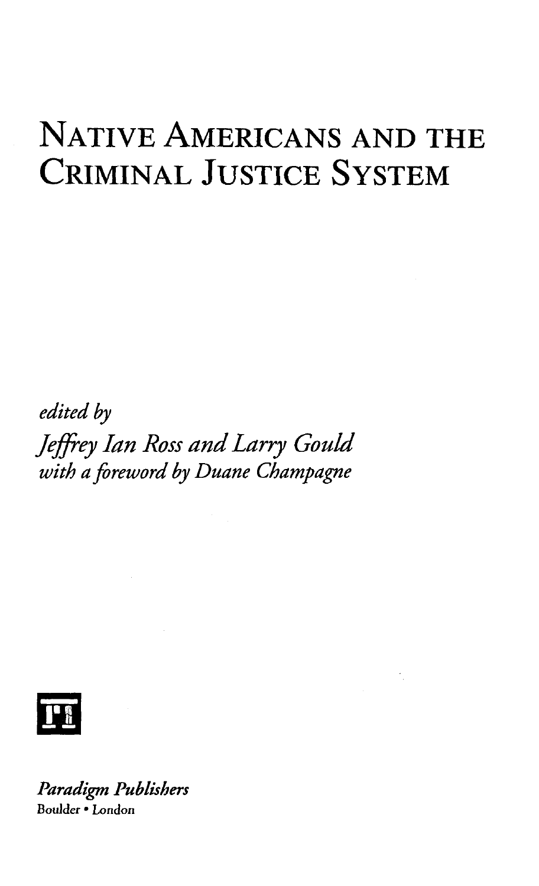# Native Americans and the Criminal Justice System

*edited by*

*Jeffrey Ian Ross and Larry Gould*

*with a foreword by Duane Champagne*

*Paradigm Publishers*

Boulder • London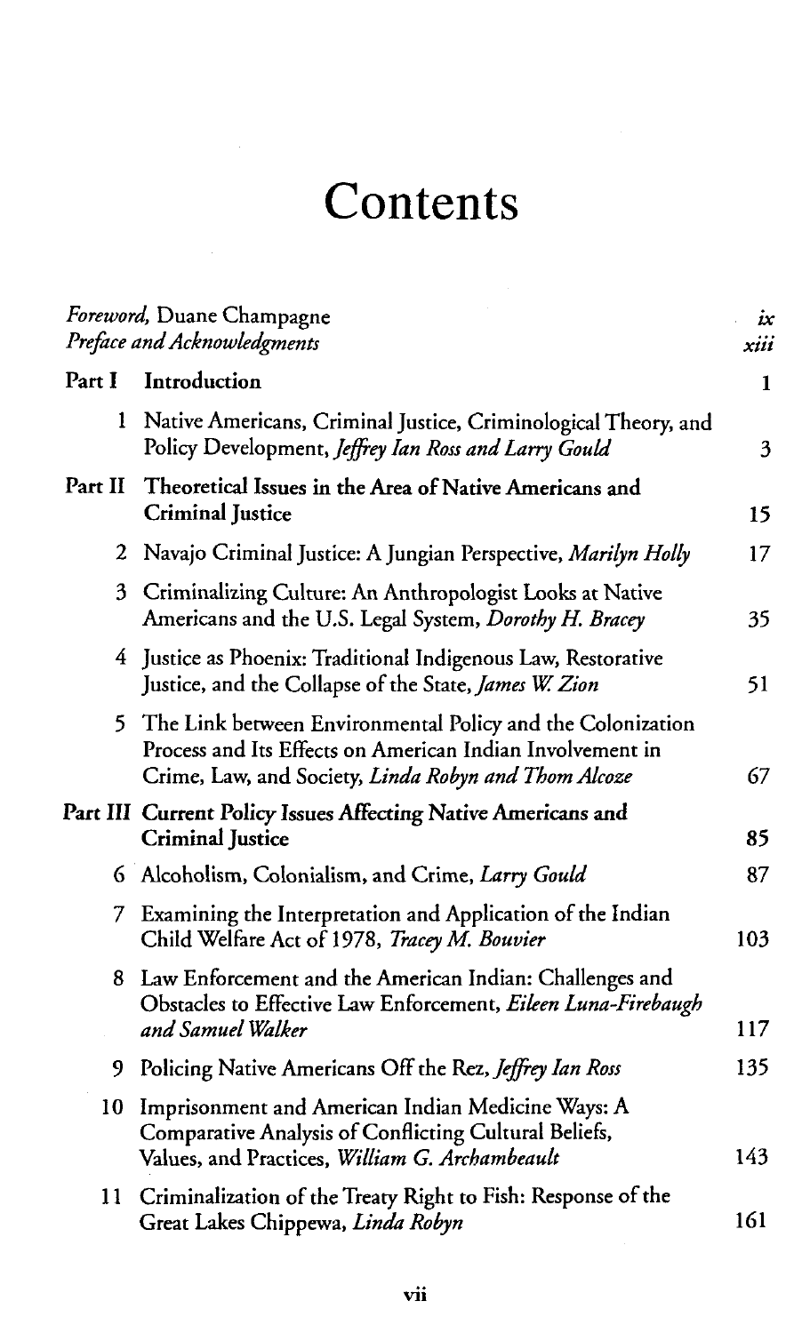# Contents

*Foreword,* Duane Champagne ix
*Preface and Acknowledgments* xiii

**Part I Introduction** 1

1 Native Americans, Criminal Justice, Criminological Theory, and Policy Development, *Jeffrey Ian Ross and Larry Gould* 3

**Part II Theoretical Issues in the Area of Native Americans and Criminal Justice** 15

2 Navajo Criminal Justice: A Jungian Perspective, *Marilyn Holly* 17

3 Criminalizing Culture: An Anthropologist Looks at Native Americans and the U.S. Legal System, *Dorothy H. Bracey* 35

4 Justice as Phoenix: Traditional Indigenous Law, Restorative Justice, and the Collapse of the State, *James W. Zion* 51

5 The Link between Environmental Policy and the Colonization Process and Its Effects on American Indian Involvement in Crime, Law, and Society, *Linda Robyn and Thom Alcoze* 67

**Part III Current Policy Issues Affecting Native Americans and Criminal Justice** 85

6 Alcoholism, Colonialism, and Crime, *Larry Gould* 87

7 Examining the Interpretation and Application of the Indian Child Welfare Act of 1978, *Tracey M. Bouvier* 103

8 Law Enforcement and the American Indian: Challenges and Obstacles to Effective Law Enforcement, *Eileen Luna-Firebaugh and Samuel Walker* 117

9 Policing Native Americans Off the Rez, *Jeffrey Ian Ross* 135

10 Imprisonment and American Indian Medicine Ways: A Comparative Analysis of Conflicting Cultural Beliefs, Values, and Practices, *William G. Archambeault* 143

11 Criminalization of the Treaty Right to Fish: Response of the Great Lakes Chippewa, *Linda Robyn* 161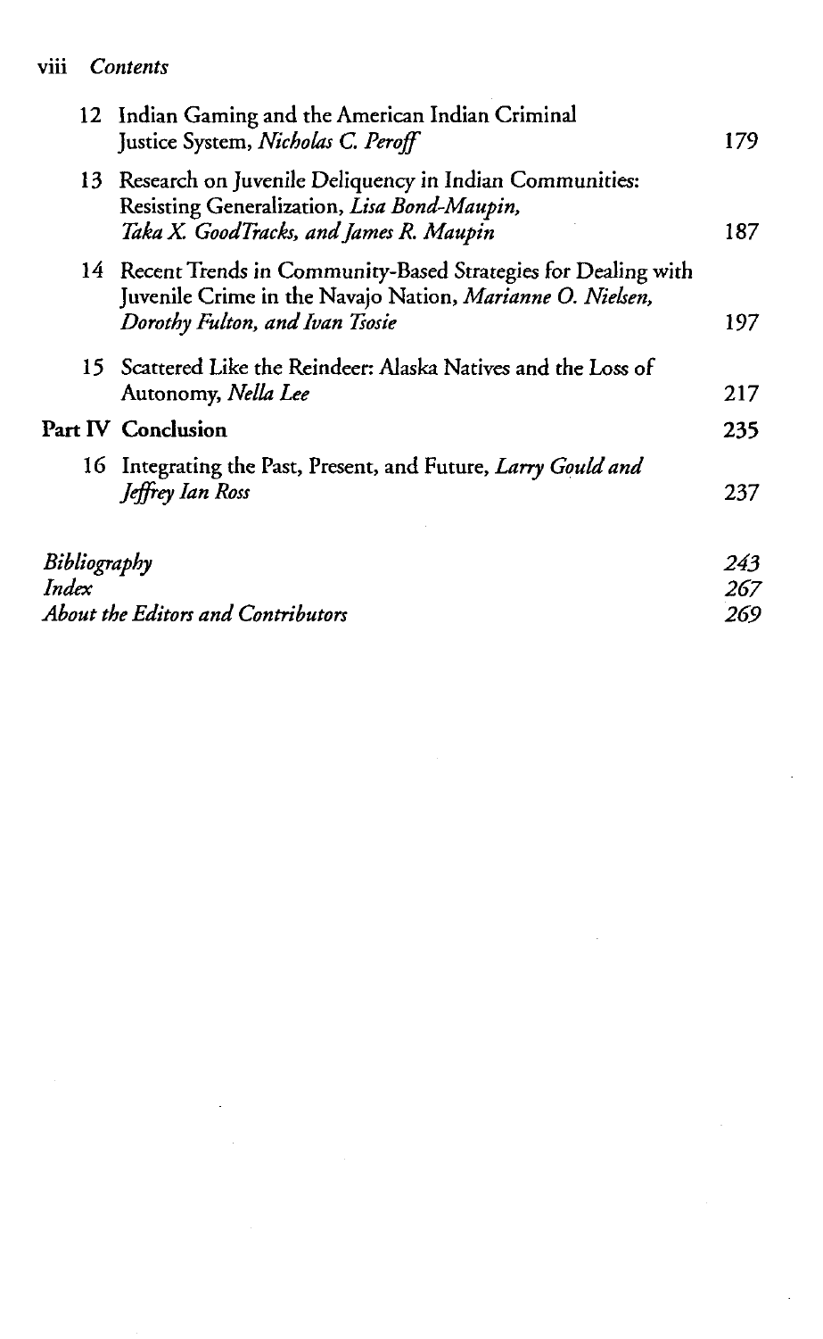| | | |
|---|---|---|
| 12 | Indian Gaming and the American Indian Criminal Justice System, *Nicholas C. Peroff* | 179 |
| 13 | Research on Juvenile Deliquency in Indian Communities: Resisting Generalization, *Lisa Bond-Maupin, Taka X. GoodTracks, and James R. Maupin* | 187 |
| 14 | Recent Trends in Community-Based Strategies for Dealing with Juvenile Crime in the Navajo Nation, *Marianne O. Nielsen, Dorothy Fulton, and Ivan Tsosie* | 197 |
| 15 | Scattered Like the Reindeer: Alaska Natives and the Loss of Autonomy, *Nella Lee* | 217 |
| **Part IV** | **Conclusion** | 235 |
| 16 | Integrating the Past, Present, and Future, *Larry Gould and Jeffrey Ian Ross* | 237 |
| | *Bibliography* | *243* |
| | *Index* | *267* |
| | *About the Editors and Contributors* | *269* |